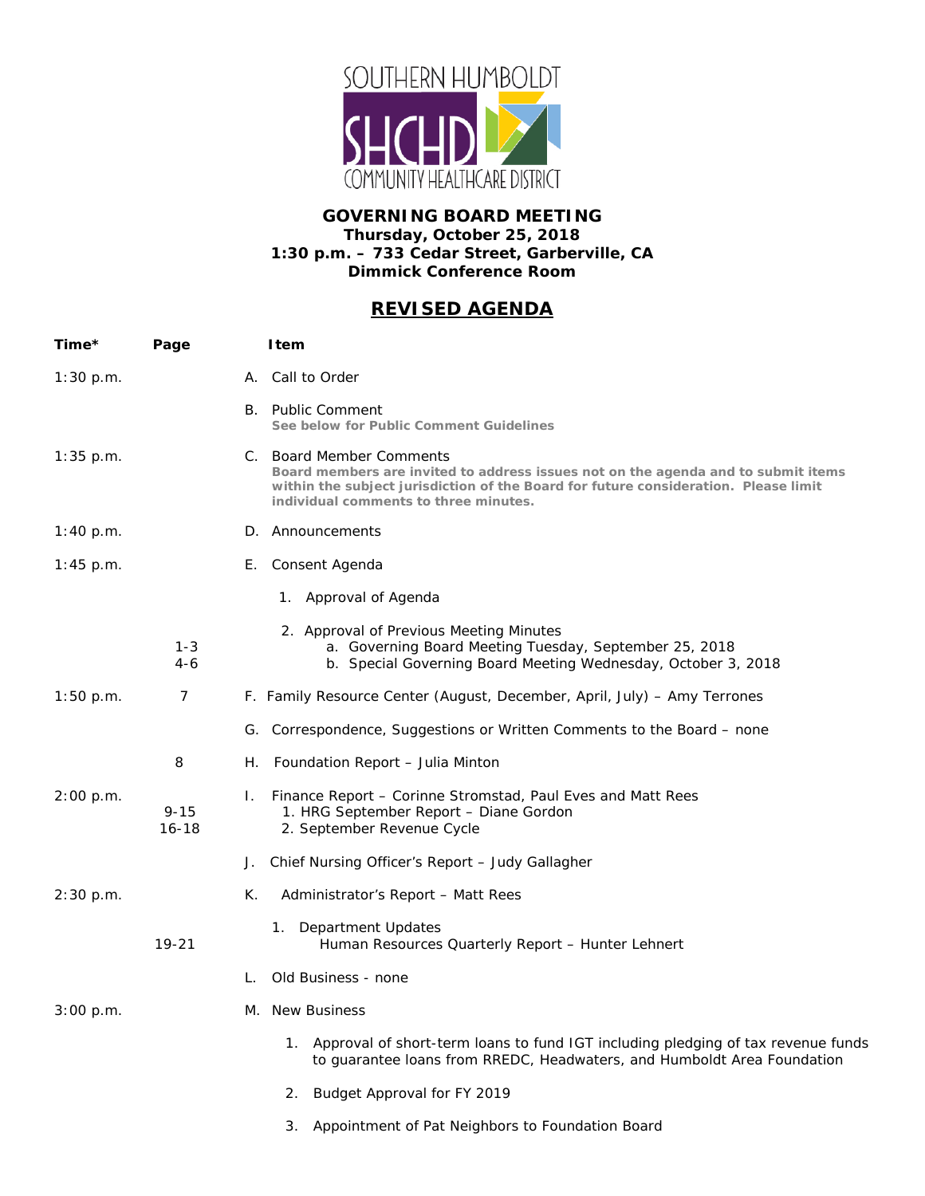SOUTHERN HUMBOLDT
SHCHD
COMMUNITY HEALTHCARE DISTRICT

**GOVERNING BOARD MEETING**
**Thursday, October 25, 2018**
**1:30 p.m. – 733 Cedar Street, Garberville, CA**
**Dimmick Conference Room**

## REVISED AGENDA

| Time* | Page | Item |
|---|---|---|
| 1:30 p.m. | | A. Call to Order |
| | | B. Public Comment<br>**See below for Public Comment Guidelines** |
| 1:35 p.m. | | C. Board Member Comments<br>**Board members are invited to address issues not on the agenda and to submit items within the subject jurisdiction of the Board for future consideration. Please limit individual comments to three minutes.** |
| 1:40 p.m. | | D. Announcements |
| 1:45 p.m. | | E. Consent Agenda |
| | | 1. Approval of Agenda |
| | | 2. Approval of Previous Meeting Minutes |
| | 1-3 | a. Governing Board Meeting Tuesday, September 25, 2018 |
| | 4-6 | b. Special Governing Board Meeting Wednesday, October 3, 2018 |
| 1:50 p.m. | 7 | F. Family Resource Center (August, December, April, July) – Amy Terrones |
| | | G. Correspondence, Suggestions or Written Comments to the Board – none |
| | 8 | H. Foundation Report – Julia Minton |
| 2:00 p.m. | | I. Finance Report – Corinne Stromstad, Paul Eves and Matt Rees |
| | 9-15 | 1. HRG September Report – Diane Gordon |
| | 16-18 | 2. September Revenue Cycle |
| | | J. Chief Nursing Officer's Report – Judy Gallagher |
| 2:30 p.m. | | K. Administrator's Report – Matt Rees |
| | | 1. Department Updates |
| | 19-21 | Human Resources Quarterly Report – Hunter Lehnert |
| | | L. Old Business - none |
| 3:00 p.m. | | M. New Business |
| | | 1. Approval of short-term loans to fund IGT including pledging of tax revenue funds to guarantee loans from RREDC, Headwaters, and Humboldt Area Foundation |
| | | 2. Budget Approval for FY 2019 |
| | | 3. Appointment of Pat Neighbors to Foundation Board |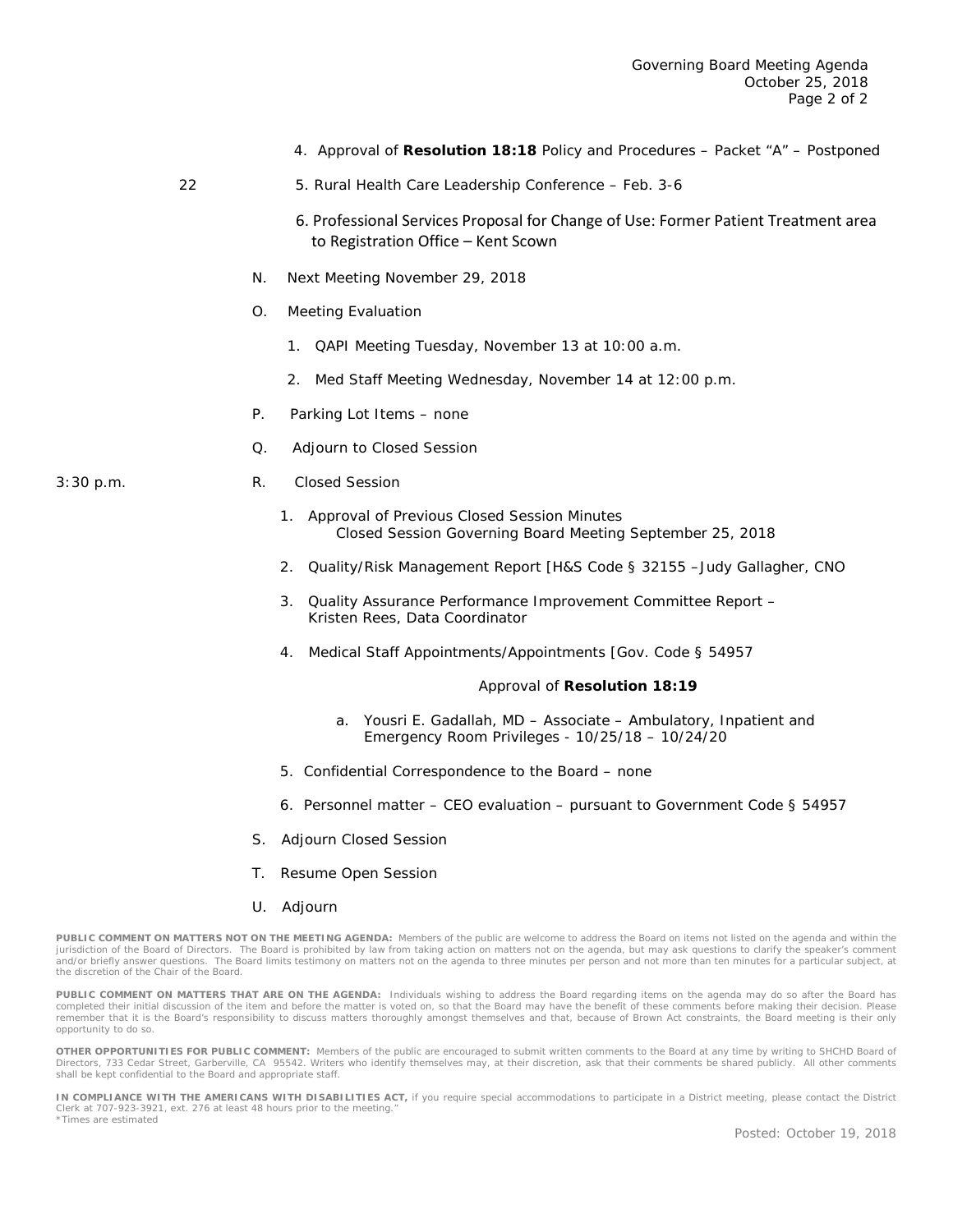4. Approval of **Resolution 18:18** Policy and Procedures – Packet "A" – Postponed

22 5. Rural Health Care Leadership Conference – Feb. 3-6

6. Professional Services Proposal for Change of Use: Former Patient Treatment area to Registration Office – Kent Scown

N. Next Meeting November 29, 2018

O. Meeting Evaluation

1. QAPI Meeting Tuesday, November 13 at 10:00 a.m.
2. Med Staff Meeting Wednesday, November 14 at 12:00 p.m.

P. Parking Lot Items – none

Q. Adjourn to Closed Session

3:30 p.m. R. Closed Session

1. Approval of Previous Closed Session Minutes
   Closed Session Governing Board Meeting September 25, 2018
2. Quality/Risk Management Report [H&S Code § 32155 –Judy Gallagher, CNO
3. Quality Assurance Performance Improvement Committee Report – Kristen Rees, Data Coordinator
4. Medical Staff Appointments/Appointments [Gov. Code § 54957

   Approval of **Resolution 18:19**

   a. Yousri E. Gadallah, MD – Associate – Ambulatory, Inpatient and Emergency Room Privileges - 10/25/18 – 10/24/20
5. Confidential Correspondence to the Board – none
6. Personnel matter – CEO evaluation – pursuant to Government Code § 54957

S. Adjourn Closed Session

T. Resume Open Session

U. Adjourn

**PUBLIC COMMENT ON MATTERS NOT ON THE MEETING AGENDA:** Members of the public are welcome to address the Board on items not listed on the agenda and within the jurisdiction of the Board of Directors. The Board is prohibited by law from taking action on matters not on the agenda, but may ask questions to clarify the speaker's comment and/or briefly answer questions. The Board limits testimony on matters not on the agenda to three minutes per person and not more than ten minutes for a particular subject, at the discretion of the Chair of the Board.

**PUBLIC COMMENT ON MATTERS THAT ARE ON THE AGENDA:** Individuals wishing to address the Board regarding items on the agenda may do so after the Board has completed their initial discussion of the item and before the matter is voted on, so that the Board may have the benefit of these comments before making their decision. Please remember that it is the Board's responsibility to discuss matters thoroughly amongst themselves and that, because of Brown Act constraints, the Board meeting is their only opportunity to do so.

**OTHER OPPORTUNITIES FOR PUBLIC COMMENT:** Members of the public are encouraged to submit written comments to the Board at any time by writing to SHCHD Board of Directors, 733 Cedar Street, Garberville, CA 95542. Writers who identify themselves may, at their discretion, ask that their comments be shared publicly. All other comments shall be kept confidential to the Board and appropriate staff.

**IN COMPLIANCE WITH THE AMERICANS WITH DISABILITIES ACT,** if you require special accommodations to participate in a District meeting, please contact the District Clerk at 707-923-3921, ext. 276 at least 48 hours prior to the meeting."

*Times are estimated

Posted: October 19, 2018